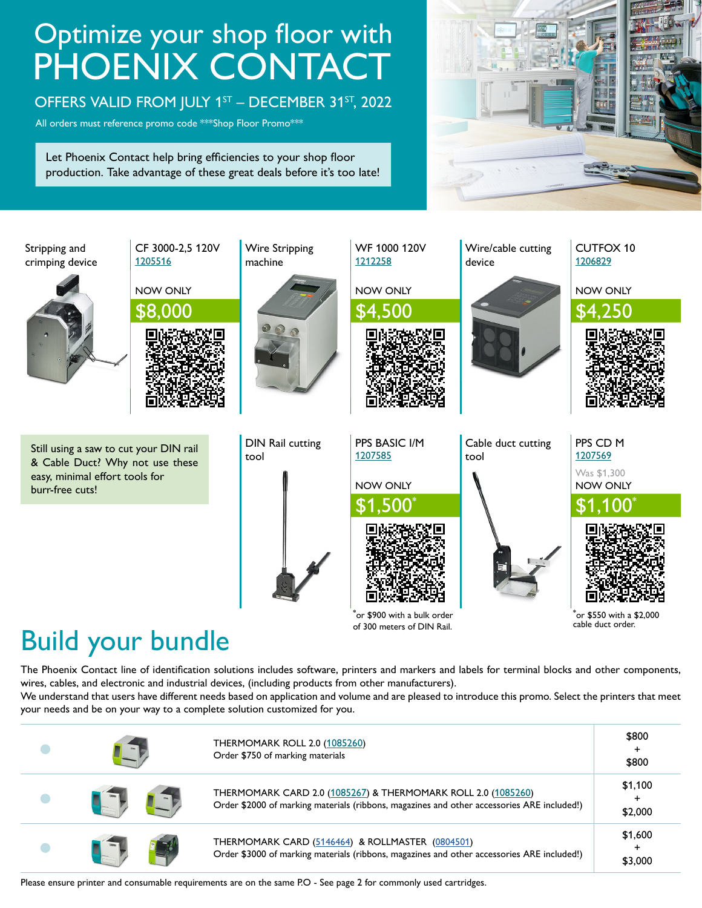# Optimize your shop floor with PHOENIX CONTACT

## OFFERS VALID FROM JULY 1ST – DECEMBER 31ST, 2022

All orders must reference promo code ***Shop Floor Promo***

Let Phoenix Contact help bring efficiencies to your shop floor production. Take advantage of these great deals before it's too late!

| Product | Item | Price |
|---|---|---|
| Stripping and crimping device | CF 3000-2,5 120V 1205516 | NOW ONLY $8,000 |
| Wire Stripping machine | WF 1000 120V 1212258 | NOW ONLY $4,500 |
| Wire/cable cutting device | CUTFOX 10 1206829 | NOW ONLY $4,250 |

Still using a saw to cut your DIN rail & Cable Duct? Why not use these easy, minimal effort tools for burr-free cuts!

| Product | Item | Price |
|---|---|---|
| DIN Rail cutting tool | PPS BASIC I/M 1207585 | NOW ONLY $1,500* |
| Cable duct cutting tool | PPS CD M 1207569 | Was $1,300 NOW ONLY $1,100* |

*or $900 with a bulk order of 300 meters of DIN Rail.

*or $550 with a $2,000 cable duct order.

# Build your bundle

The Phoenix Contact line of identification solutions includes software, printers and markers and labels for terminal blocks and other components, wires, cables, and electronic and industrial devices, (including products from other manufacturers).

We understand that users have different needs based on application and volume and are pleased to introduce this promo. Select the printers that meet your needs and be on your way to a complete solution customized for you.

| Bundle | Price |
|---|---|
| THERMOMARK ROLL 2.0 (1085260)<br>Order $750 of marking materials | $800 + $800 |
| THERMOMARK CARD 2.0 (1085267) & THERMOMARK ROLL 2.0 (1085260)<br>Order $2000 of marking materials (ribbons, magazines and other accessories ARE included!) | $1,100 + $2,000 |
| THERMOMARK CARD (5146464) & ROLLMASTER (0804501)<br>Order $3000 of marking materials (ribbons, magazines and other accessories ARE included!) | $1,600 + $3,000 |

Please ensure printer and consumable requirements are on the same P.O - See page 2 for commonly used cartridges.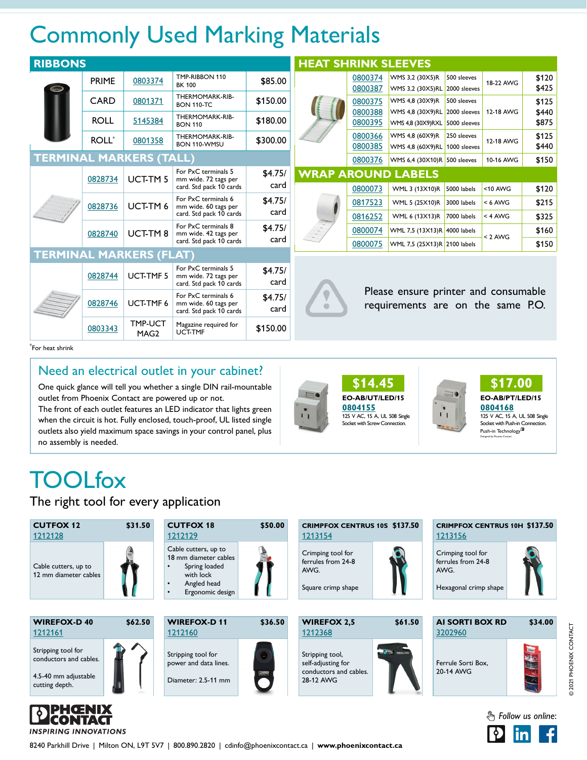# Commonly Used Marking Materials

## RIBBONS

| | | | |
|---|---|---|---|
| PRIME | 0803374 | TMP-RIBBON 110 BK 100 | $85.00 |
| CARD | 0801371 | THERMOMARK-RIBBON 110-TC | $150.00 |
| ROLL | 5145384 | THERMOMARK-RIBBON 110 | $180.00 |
| ROLL* | 0801358 | THERMOMARK-RIBBON 110-WMSU | $300.00 |

## TERMINAL MARKERS (TALL)

| | | | |
|---|---|---|---|
| 0828734 | UCT-TM 5 | For PxC terminals 5 mm wide. 72 tags per card. Std pack 10 cards | $4.75/card |
| 0828736 | UCT-TM 6 | For PxC terminals 6 mm wide. 60 tags per card. Std pack 10 cards | $4.75/card |
| 0828740 | UCT-TM 8 | For PxC terminals 8 mm wide. 42 tags per card. Std pack 10 cards | $4.75/card |

## TERMINAL MARKERS (FLAT)

| | | | |
|---|---|---|---|
| 0828744 | UCT-TMF 5 | For PxC terminals 5 mm wide. 72 tags per card. Std pack 10 cards | $4.75/card |
| 0828746 | UCT-TMF 6 | For PxC terminals 6 mm wide. 60 tags per card. Std pack 10 cards | $4.75/card |
| 0803343 | TMP-UCT MAG2 | Magazine required for UCT-TMF | $150.00 |

*For heat shrink

## HEAT SHRINK SLEEVES

| | | | | |
|---|---|---|---|---|
| 0800374 | WMS 3,2 (30X5)R | 500 sleeves | 18-22 AWG | $120 |
| 0800387 | WMS 3,2 (30X5)RL | 2000 sleeves | 18-22 AWG | $425 |
| 0800375 | WMS 4,8 (30X9)R | 500 sleeves | 12-18 AWG | $125 |
| 0800388 | WMS 4,8 (30X9)RL | 2000 sleeves | 12-18 AWG | $440 |
| 0800395 | WMS 4,8 (30X9)RXL | 5000 sleeves | 12-18 AWG | $875 |
| 0800366 | WMS 4,8 (60X9)R | 250 sleeves | 12-18 AWG | $125 |
| 0800385 | WMS 4,8 (60X9)RL | 1000 sleeves | 12-18 AWG | $440 |
| 0800376 | WMS 6,4 (30X10)R | 500 sleeves | 10-16 AWG | $150 |

## WRAP AROUND LABELS

| | | | | |
|---|---|---|---|---|
| 0800073 | WML 3 (13X10)R | 5000 labels | <10 AWG | $120 |
| 0817523 | WML 5 (25X10)R | 3000 labels | < 6 AWG | $215 |
| 0816252 | WML 6 (13X13)R | 7000 labels | < 4 AWG | $325 |
| 0800074 | WML 7,5 (13X13)R | 4000 labels | < 2 AWG | $160 |
| 0800075 | WML 7,5 (25X13)R | 2100 labels | < 2 AWG | $150 |

Please ensure printer and consumable requirements are on the same P.O.

## Need an electrical outlet in your cabinet?

One quick glance will tell you whether a single DIN rail-mountable outlet from Phoenix Contact are powered up or not.
The front of each outlet features an LED indicator that lights green when the circuit is hot. Fully enclosed, touch-proof, UL listed single outlets also yield maximum space savings in your control panel, plus no assembly is needed.

**$14.45**
**EO-AB/UT/LED/15**
**0804155**
125 V AC, 15 A, UL 508 Single Socket with Screw Connection.

**$17.00**
**EO-AB/PT/LED/15**
**0804168**
125 V AC, 15 A, UL 508 Single Socket with Push-in Connection.
Push-in Technology

# TOOLfox

The right tool for every application

**CUTFOX 12** — $31.50
1212128
Cable cutters, up to 12 mm diameter cables

**CUTFOX 18** — $50.00
1212129
Cable cutters, up to 18 mm diameter cables
- Spring loaded with lock
- Angled head
- Ergonomic design

**CRIMPFOX CENTRUS 10S** — $137.50
1213154
Crimping tool for ferrules from 24-8 AWG.
Square crimp shape

**CRIMPFOX CENTRUS 10H** — $137.50
1213156
Crimping tool for ferrules from 24-8 AWG.
Hexagonal crimp shape

**WIREFOX-D 40** — $62.50
1212161
Stripping tool for conductors and cables.
4.5-40 mm adjustable cutting depth.

**WIREFOX-D 11** — $36.50
1212160
Stripping tool for power and data lines.
Diameter: 2.5-11 mm

**WIREFOX 2,5** — $61.50
1212368
Stripping tool, self-adjusting for conductors and cables. 28-12 AWG

**AI SORTI BOX RD** — $34.00
3202960
Ferrule Sorti Box, 20-14 AWG

PHOENIX CONTACT
INSPIRING INNOVATIONS

Follow us online:

8240 Parkhill Drive | Milton ON, L9T 5V7 | 800.890.2820 | cdinfo@phoenixcontact.ca | www.phoenixcontact.ca

© 2021 PHOENIX CONTACT